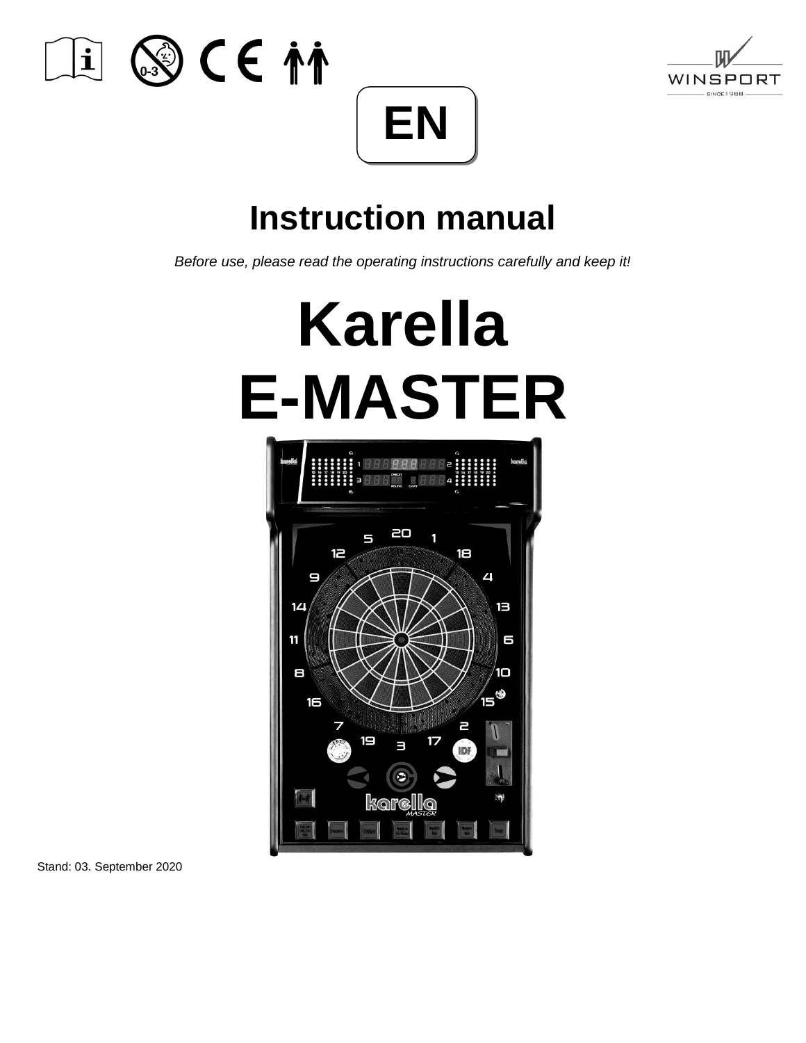WINSPORT

EN

# Instruction manual

*Before use, please read the operating instructions carefully and keep it!*

# Karella E-MASTER

Stand: 03. September 2020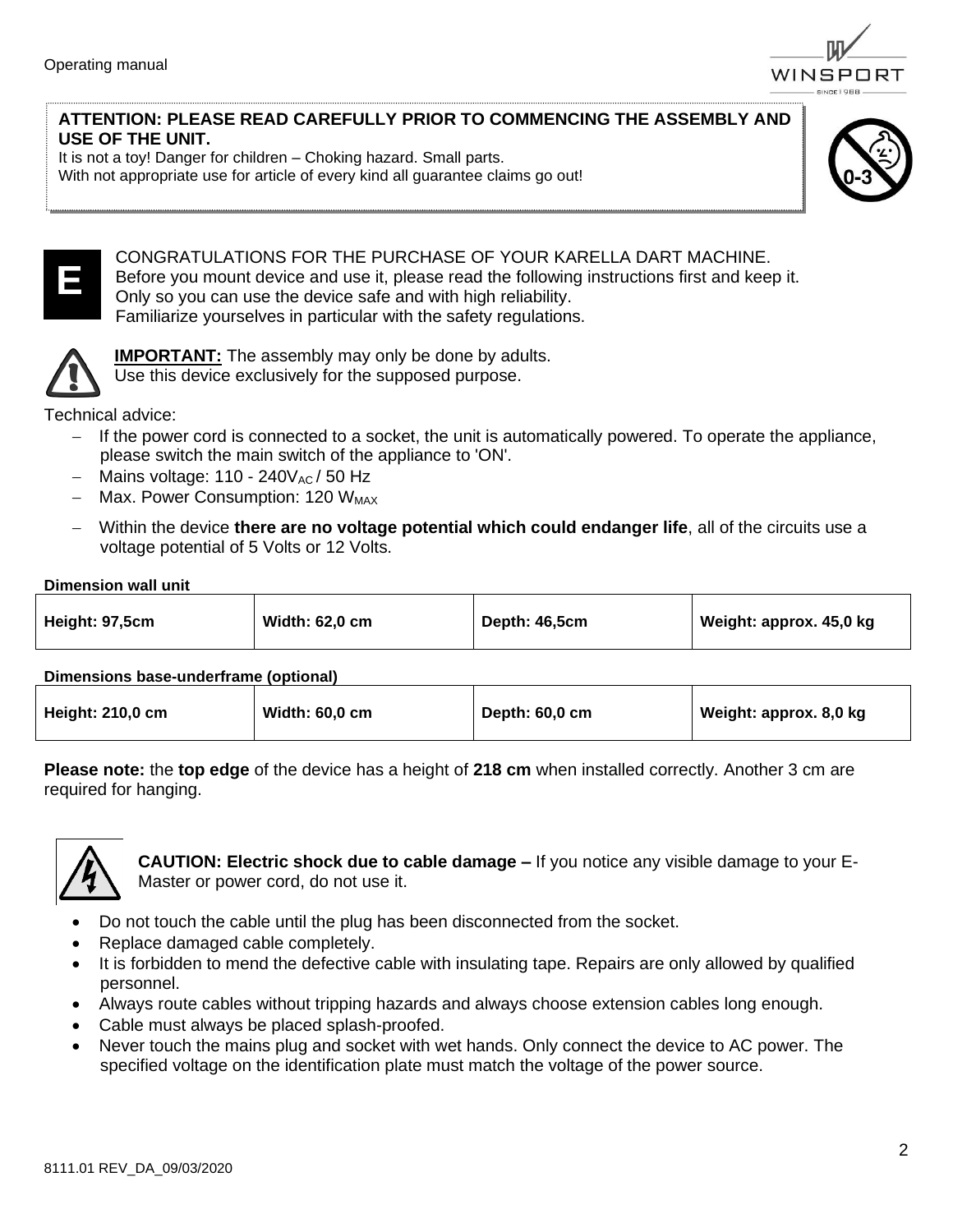**ATTENTION: PLEASE READ CAREFULLY PRIOR TO COMMENCING THE ASSEMBLY AND USE OF THE UNIT.**
It is not a toy! Danger for children – Choking hazard. Small parts.
With not appropriate use for article of every kind all guarantee claims go out!

E

CONGRATULATIONS FOR THE PURCHASE OF YOUR KARELLA DART MACHINE.
Before you mount device and use it, please read the following instructions first and keep it.
Only so you can use the device safe and with high reliability.
Familiarize yourselves in particular with the safety regulations.

**IMPORTANT:** The assembly may only be done by adults.
Use this device exclusively for the supposed purpose.

Technical advice:

- If the power cord is connected to a socket, the unit is automatically powered. To operate the appliance, please switch the main switch of the appliance to 'ON'.
- Mains voltage: 110 - 240$V_{AC}$ / 50 Hz
- Max. Power Consumption: 120 $W_{MAX}$
- Within the device **there are no voltage potential which could endanger life**, all of the circuits use a voltage potential of 5 Volts or 12 Volts.

**Dimension wall unit**

| Height: 97,5cm | Width: 62,0 cm | Depth: 46,5cm | Weight: approx. 45,0 kg |
|---|---|---|---|

**Dimensions base-underframe (optional)**

| Height: 210,0 cm | Width: 60,0 cm | Depth: 60,0 cm | Weight: approx. 8,0 kg |
|---|---|---|---|

**Please note:** the **top edge** of the device has a height of **218 cm** when installed correctly. Another 3 cm are required for hanging.

**CAUTION: Electric shock due to cable damage –** If you notice any visible damage to your E-Master or power cord, do not use it.

- Do not touch the cable until the plug has been disconnected from the socket.
- Replace damaged cable completely.
- It is forbidden to mend the defective cable with insulating tape. Repairs are only allowed by qualified personnel.
- Always route cables without tripping hazards and always choose extension cables long enough.
- Cable must always be placed splash-proofed.
- Never touch the mains plug and socket with wet hands. Only connect the device to AC power. The specified voltage on the identification plate must match the voltage of the power source.

8111.01 REV_DA_09/03/2020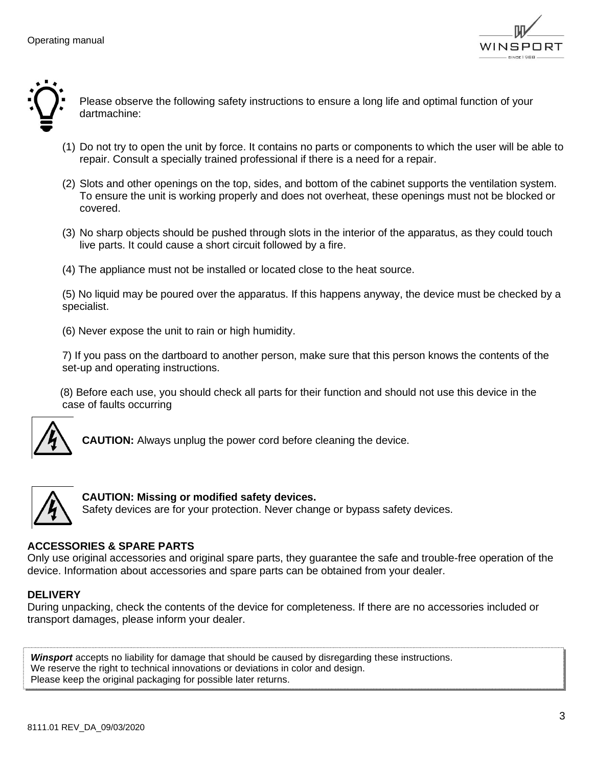Please observe the following safety instructions to ensure a long life and optimal function of your dartmachine:

(1) Do not try to open the unit by force. It contains no parts or components to which the user will be able to repair. Consult a specially trained professional if there is a need for a repair.

(2) Slots and other openings on the top, sides, and bottom of the cabinet supports the ventilation system. To ensure the unit is working properly and does not overheat, these openings must not be blocked or covered.

(3) No sharp objects should be pushed through slots in the interior of the apparatus, as they could touch live parts. It could cause a short circuit followed by a fire.

(4) The appliance must not be installed or located close to the heat source.

(5) No liquid may be poured over the apparatus. If this happens anyway, the device must be checked by a specialist.

(6) Never expose the unit to rain or high humidity.

7) If you pass on the dartboard to another person, make sure that this person knows the contents of the set-up and operating instructions.

(8) Before each use, you should check all parts for their function and should not use this device in the case of faults occurring

**CAUTION:** Always unplug the power cord before cleaning the device.

**CAUTION: Missing or modified safety devices.**
Safety devices are for your protection. Never change or bypass safety devices.

**ACCESSORIES & SPARE PARTS**
Only use original accessories and original spare parts, they guarantee the safe and trouble-free operation of the device. Information about accessories and spare parts can be obtained from your dealer.

**DELIVERY**
During unpacking, check the contents of the device for completeness. If there are no accessories included or transport damages, please inform your dealer.

***Winsport*** accepts no liability for damage that should be caused by disregarding these instructions.
We reserve the right to technical innovations or deviations in color and design.
Please keep the original packaging for possible later returns.

8111.01 REV_DA_09/03/2020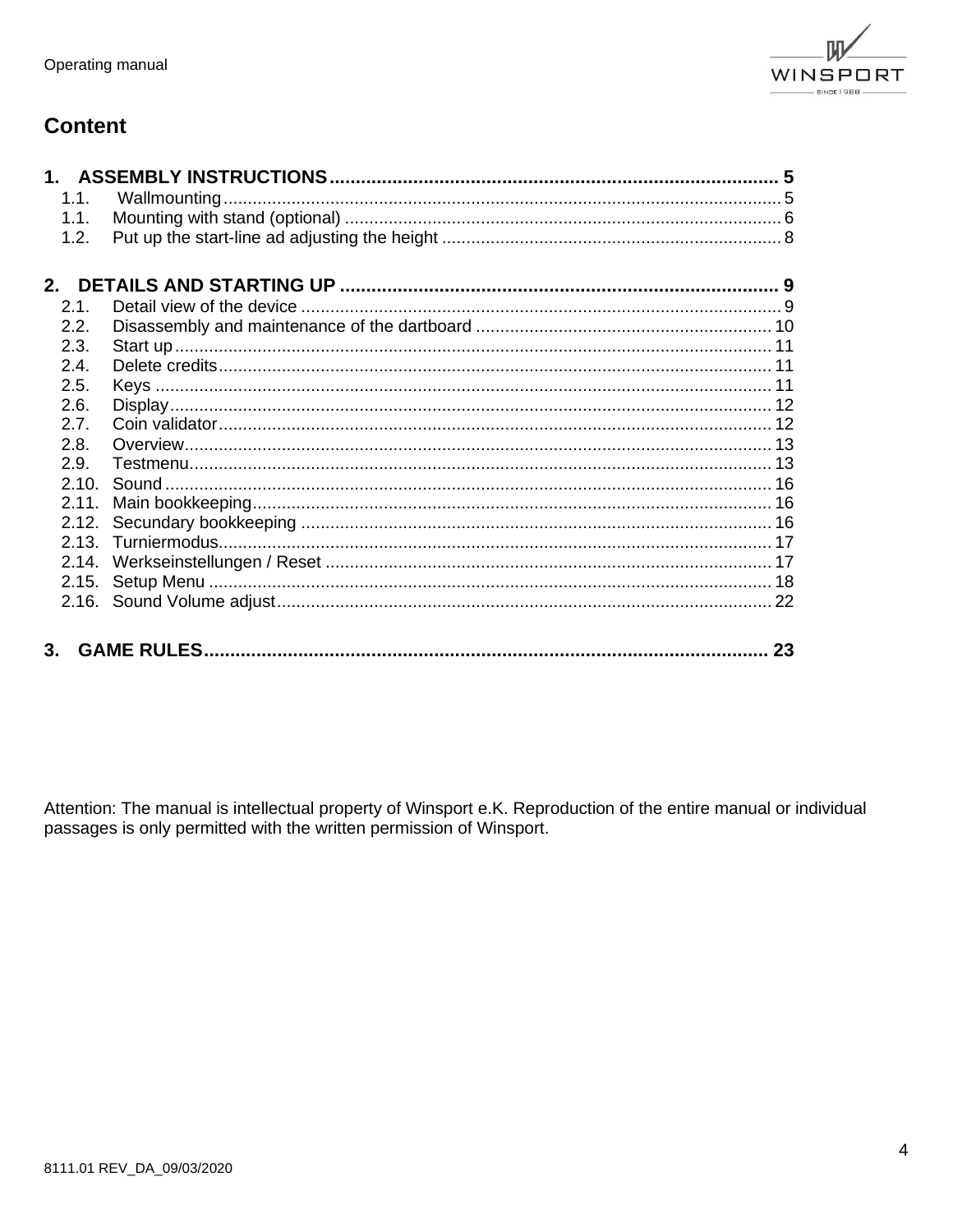## Content

| | | |
|---|---|---|
| **1.** | **ASSEMBLY INSTRUCTIONS** | **5** |
| 1.1. | Wallmounting | 5 |
| 1.1. | Mounting with stand (optional) | 6 |
| 1.2. | Put up the start-line ad adjusting the height | 8 |
| **2.** | **DETAILS AND STARTING UP** | **9** |
| 2.1. | Detail view of the device | 9 |
| 2.2. | Disassembly and maintenance of the dartboard | 10 |
| 2.3. | Start up | 11 |
| 2.4. | Delete credits | 11 |
| 2.5. | Keys | 11 |
| 2.6. | Display | 12 |
| 2.7. | Coin validator | 12 |
| 2.8. | Overview | 13 |
| 2.9. | Testmenu | 13 |
| 2.10. | Sound | 16 |
| 2.11. | Main bookkeeping | 16 |
| 2.12. | Secundary bookkeeping | 16 |
| 2.13. | Turniermodus | 17 |
| 2.14. | Werkseinstellungen / Reset | 17 |
| 2.15. | Setup Menu | 18 |
| 2.16. | Sound Volume adjust | 22 |
| **3.** | **GAME RULES** | **23** |

Attention: The manual is intellectual property of Winsport e.K. Reproduction of the entire manual or individual passages is only permitted with the written permission of Winsport.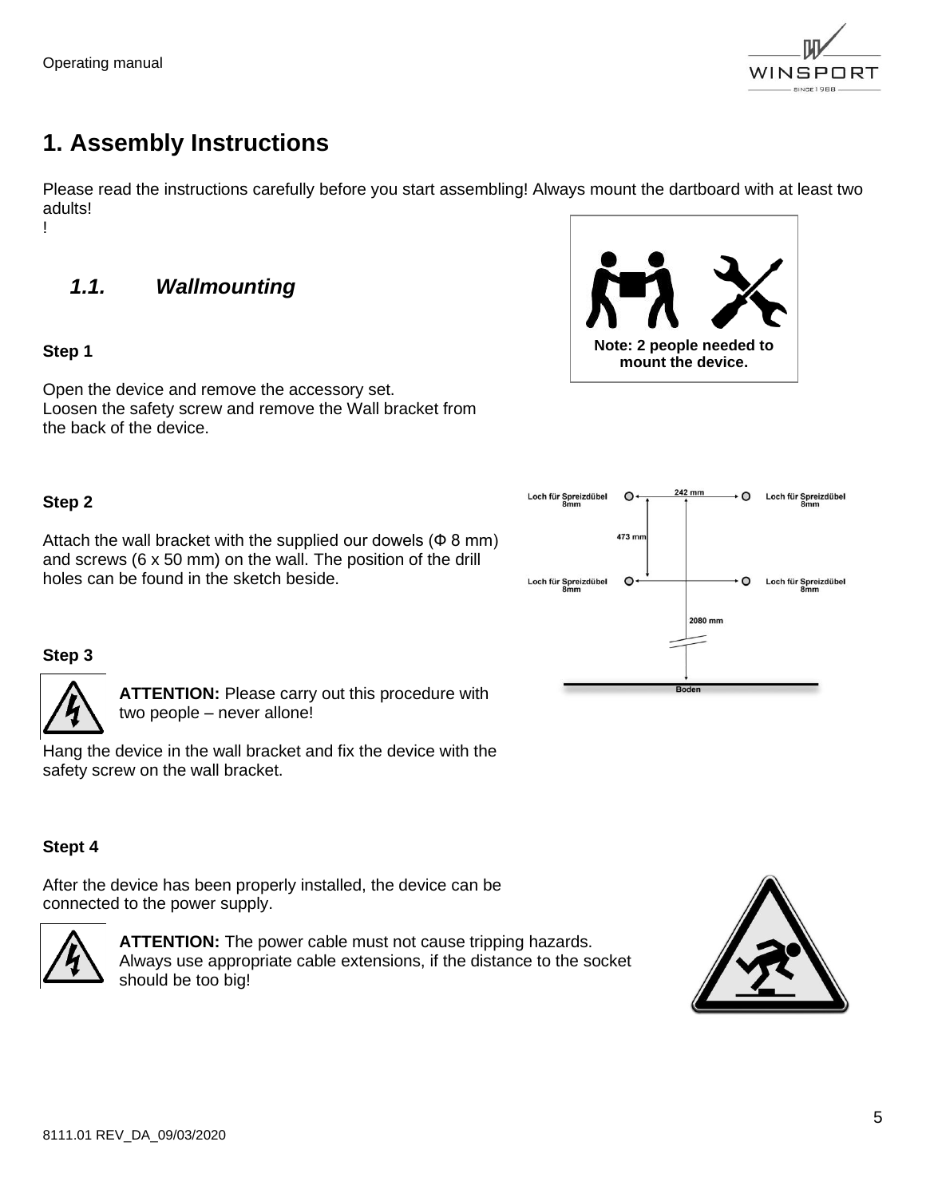# 1. Assembly Instructions

Please read the instructions carefully before you start assembling! Always mount the dartboard with at least two adults!
!

**Note: 2 people needed to mount the device.**

## *1.1. Wallmounting*

**Step 1**

Open the device and remove the accessory set.
Loosen the safety screw and remove the Wall bracket from the back of the device.

**Step 2**

Attach the wall bracket with the supplied our dowels (Φ 8 mm) and screws (6 x 50 mm) on the wall. The position of the drill holes can be found in the sketch beside.

Loch für Spreizdübel 8mm — 242 mm — Loch für Spreizdübel 8mm

473 mm

Loch für Spreizdübel 8mm — Loch für Spreizdübel 8mm

2080 mm

Boden

**Step 3**

**ATTENTION:** Please carry out this procedure with two people – never allone!

Hang the device in the wall bracket and fix the device with the safety screw on the wall bracket.

**Stept 4**

After the device has been properly installed, the device can be connected to the power supply.

**ATTENTION:** The power cable must not cause tripping hazards. Always use appropriate cable extensions, if the distance to the socket should be too big!

8111.01 REV_DA_09/03/2020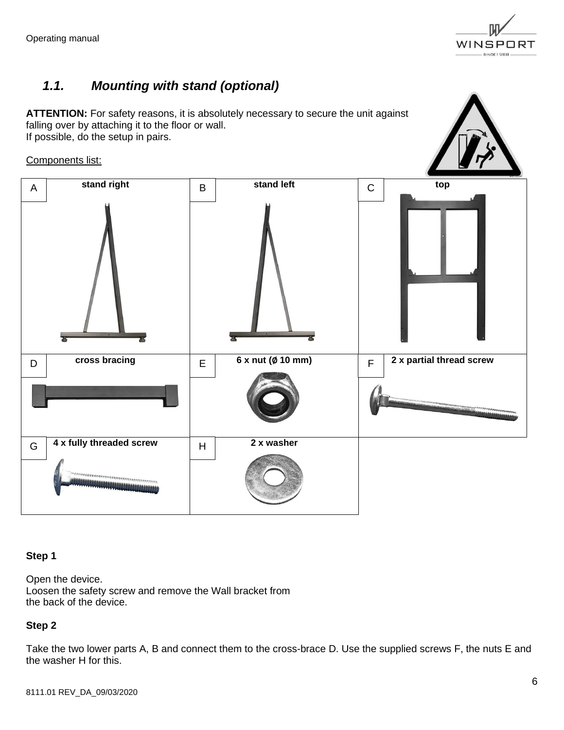## 1.1. *Mounting with stand (optional)*

**ATTENTION:** For safety reasons, it is absolutely necessary to secure the unit against falling over by attaching it to the floor or wall.
If possible, do the setup in pairs.

Components list:

| | | | | | |
|---|---|---|---|---|---|
| A | **stand right** | B | **stand left** | C | **top** |
| D | **cross bracing** | E | **6 x nut (Ø 10 mm)** | F | **2 x partial thread screw** |
| G | **4 x fully threaded screw** | H | **2 x washer** | | |

**Step 1**

Open the device.
Loosen the safety screw and remove the Wall bracket from the back of the device.

**Step 2**

Take the two lower parts A, B and connect them to the cross-brace D. Use the supplied screws F, the nuts E and the washer H for this.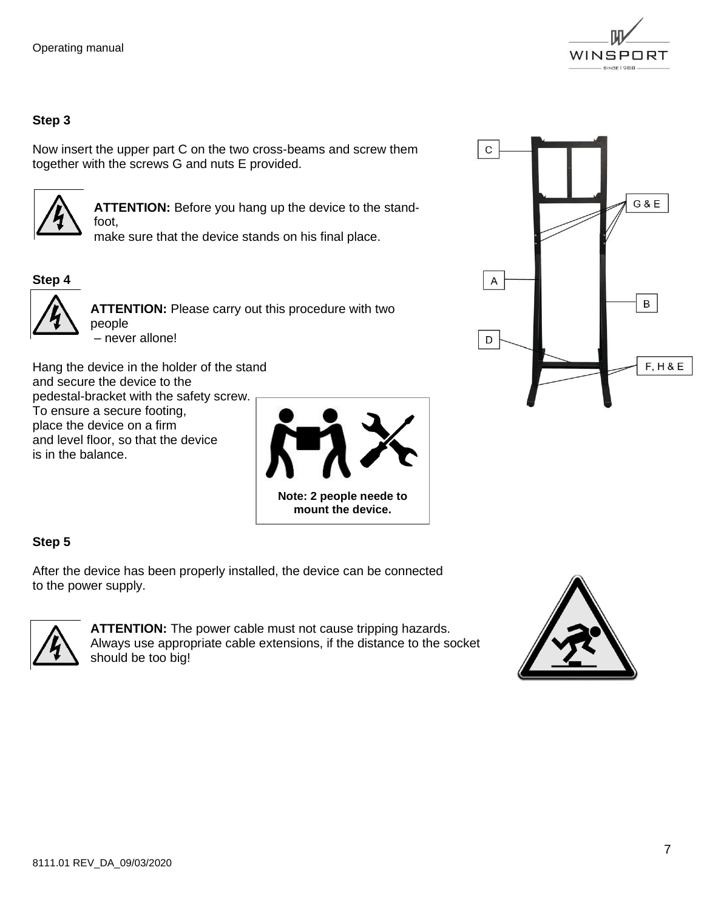### Step 3

Now insert the upper part C on the two cross-beams and screw them together with the screws G and nuts E provided.

**ATTENTION:** Before you hang up the device to the stand-foot,
make sure that the device stands on his final place.

C

G & E

A

B

D

F, H & E

### Step 4

**ATTENTION:** Please carry out this procedure with two people
– never allone!

Hang the device in the holder of the stand and secure the device to the pedestal-bracket with the safety screw. To ensure a secure footing, place the device on a firm and level floor, so that the device is in the balance.

**Note: 2 people neede to mount the device.**

### Step 5

After the device has been properly installed, the device can be connected to the power supply.

**ATTENTION:** The power cable must not cause tripping hazards. Always use appropriate cable extensions, if the distance to the socket should be too big!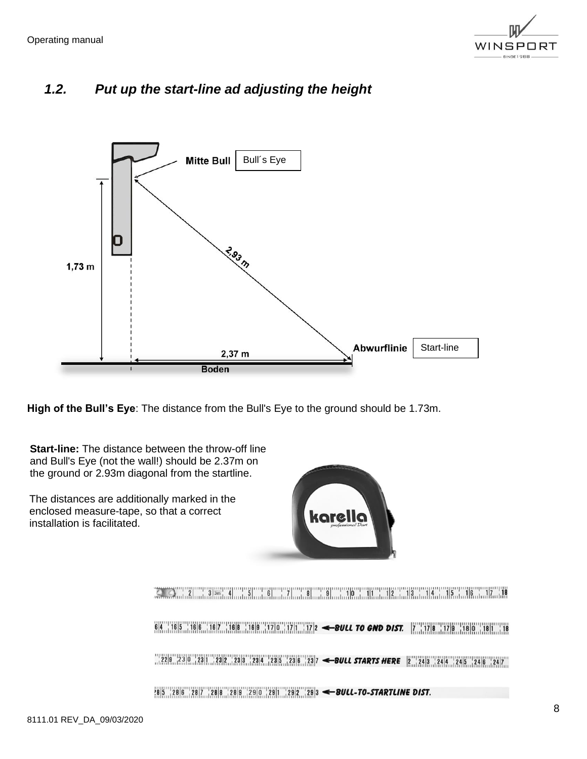## 1.2. Put up the start-line ad adjusting the height

Mitte Bull | Bull´s Eye

2,93 m

1,73 m

Abwurflinie | Start-line

2,37 m

Boden

**High of the Bull's Eye**: The distance from the Bull's Eye to the ground should be 1.73m.

**Start-line:** The distance between the throw-off line and Bull's Eye (not the wall!) should be 2.37m on the ground or 2.93m diagonal from the startline.

The distances are additionally marked in the enclosed measure-tape, so that a correct installation is facilitated.

karella professional Dart

BULL TO GND DIST.

BULL STARTS HERE

BULL-TO-STARTLINE DIST.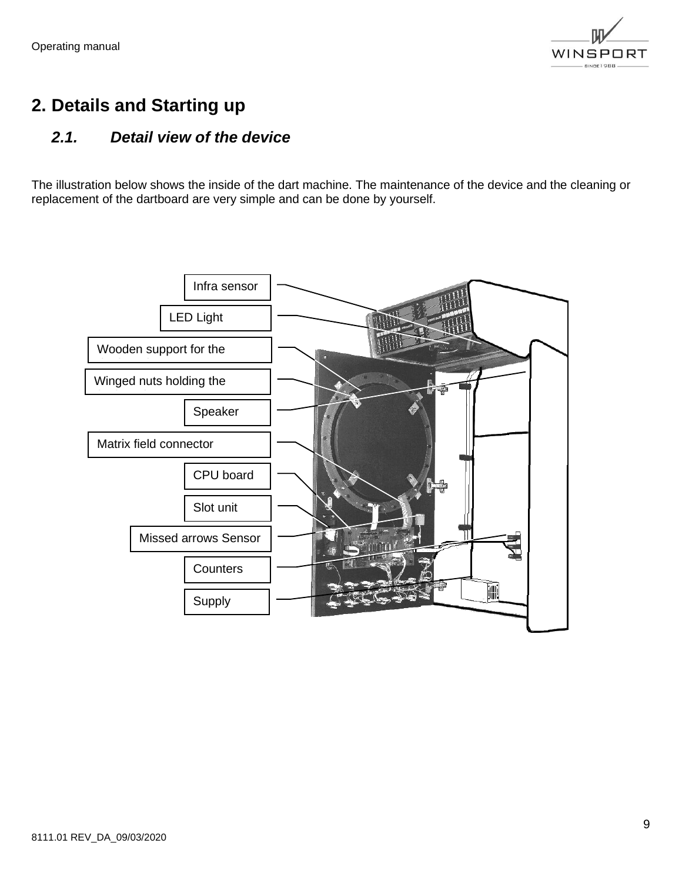# 2. Details and Starting up

## *2.1. Detail view of the device*

The illustration below shows the inside of the dart machine. The maintenance of the device and the cleaning or replacement of the dartboard are very simple and can be done by yourself.

Infra sensor

LED Light

Wooden support for the

Winged nuts holding the

Speaker

Matrix field connector

CPU board

Slot unit

Missed arrows Sensor

Counters

Supply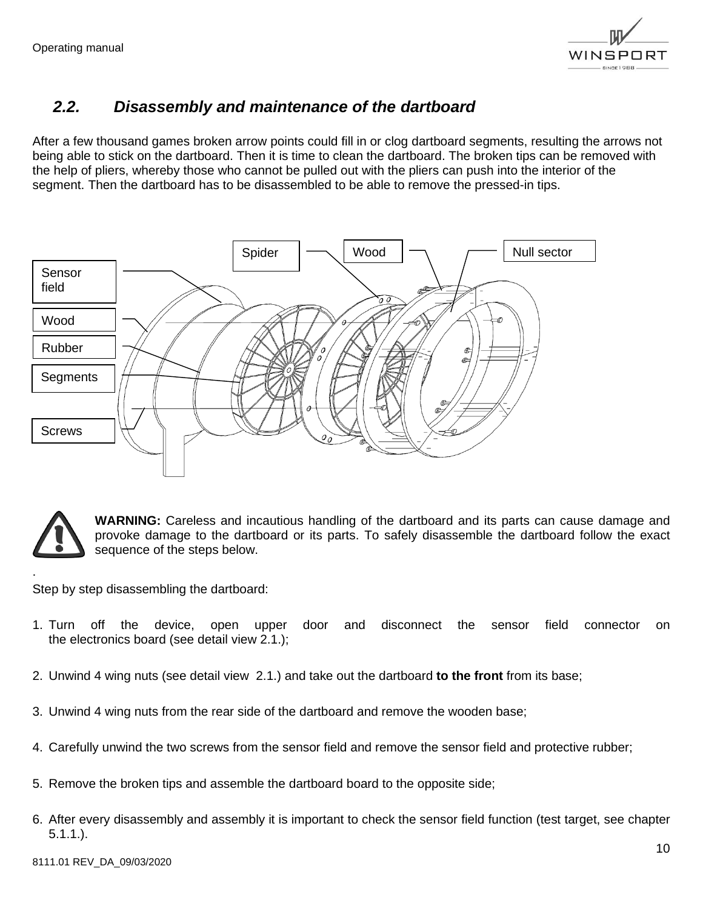## 2.2. Disassembly and maintenance of the dartboard

After a few thousand games broken arrow points could fill in or clog dartboard segments, resulting the arrows not being able to stick on the dartboard. Then it is time to clean the dartboard. The broken tips can be removed with the help of pliers, whereby those who cannot be pulled out with the pliers can push into the interior of the segment. Then the dartboard has to be disassembled to be able to remove the pressed-in tips.

Spider | Wood | Null sector | Sensor field | Wood | Rubber | Segments | Screws

**WARNING:** Careless and incautious handling of the dartboard and its parts can cause damage and provoke damage to the dartboard or its parts. To safely disassemble the dartboard follow the exact sequence of the steps below.

.

Step by step disassembling the dartboard:

1. Turn off the device, open upper door and disconnect the sensor field connector on the electronics board (see detail view 2.1.);
2. Unwind 4 wing nuts (see detail view 2.1.) and take out the dartboard **to the front** from its base;
3. Unwind 4 wing nuts from the rear side of the dartboard and remove the wooden base;
4. Carefully unwind the two screws from the sensor field and remove the sensor field and protective rubber;
5. Remove the broken tips and assemble the dartboard board to the opposite side;
6. After every disassembly and assembly it is important to check the sensor field function (test target, see chapter 5.1.1.).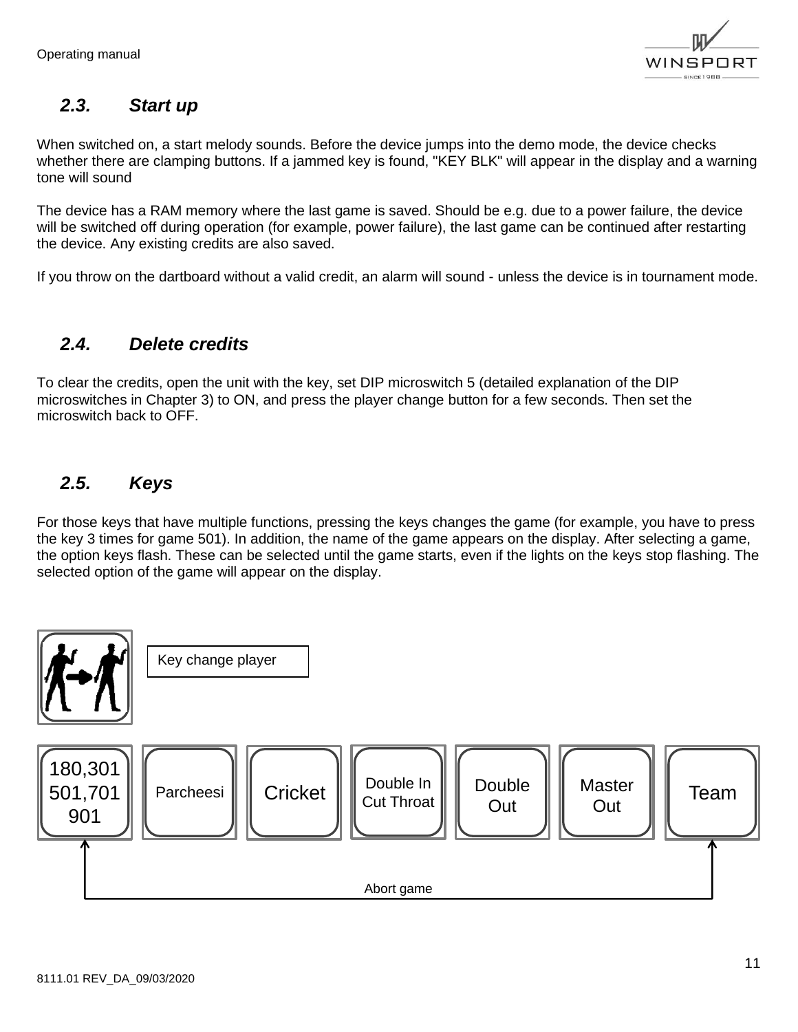## 2.3. Start up

When switched on, a start melody sounds. Before the device jumps into the demo mode, the device checks whether there are clamping buttons. If a jammed key is found, "KEY BLK" will appear in the display and a warning tone will sound

The device has a RAM memory where the last game is saved. Should be e.g. due to a power failure, the device will be switched off during operation (for example, power failure), the last game can be continued after restarting the device. Any existing credits are also saved.

If you throw on the dartboard without a valid credit, an alarm will sound - unless the device is in tournament mode.

## 2.4. Delete credits

To clear the credits, open the unit with the key, set DIP microswitch 5 (detailed explanation of the DIP microswitches in Chapter 3) to ON, and press the player change button for a few seconds. Then set the microswitch back to OFF.

## 2.5. Keys

For those keys that have multiple functions, pressing the keys changes the game (for example, you have to press the key 3 times for game 501). In addition, the name of the game appears on the display. After selecting a game, the option keys flash. These can be selected until the game starts, even if the lights on the keys stop flashing. The selected option of the game will appear on the display.

Key change player

180,301 501,701 901 | Parcheesi | Cricket | Double In Cut Throat | Double Out | Master Out | Team

Abort game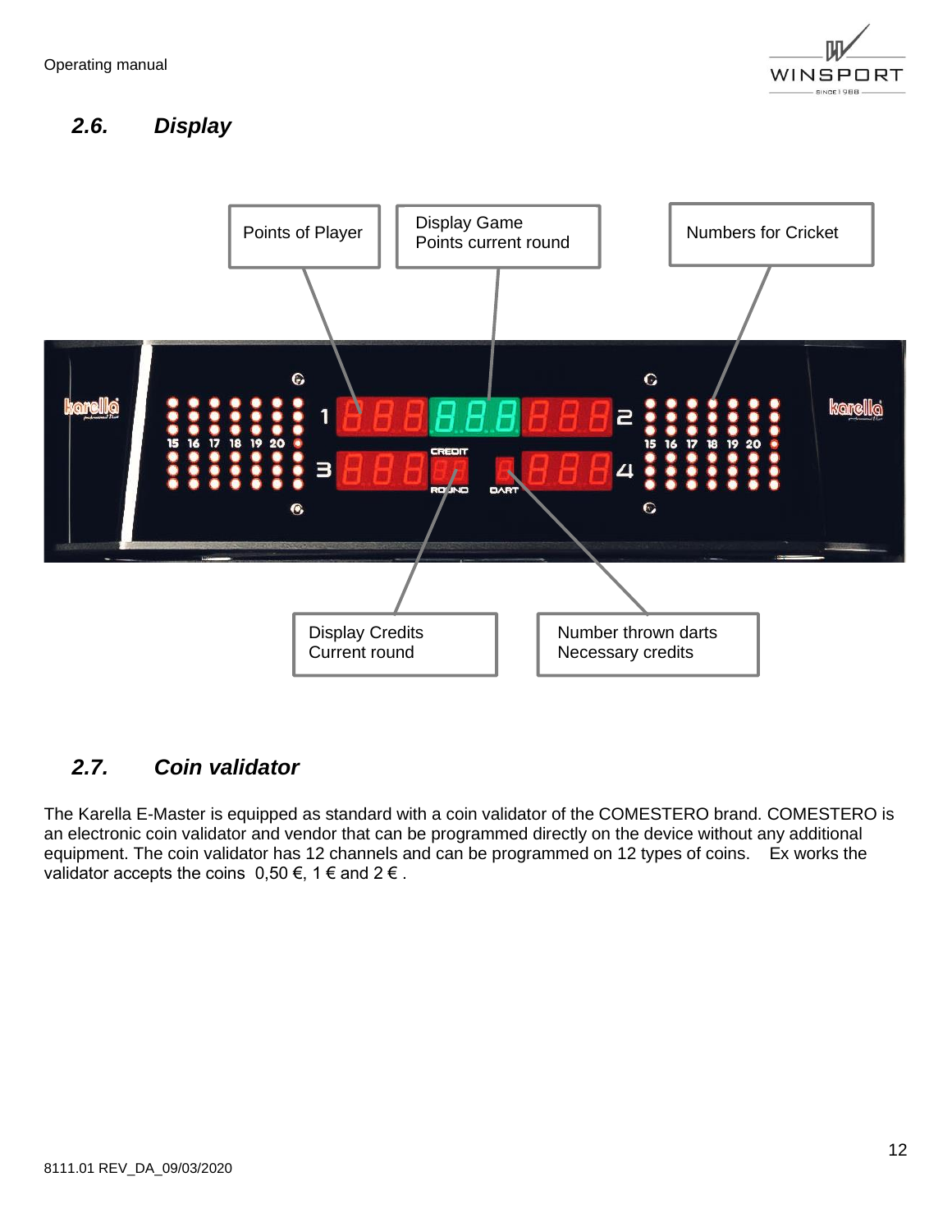## 2.6. Display

Points of Player

Display Game
Points current round

Numbers for Cricket

Display Credits
Current round

Number thrown darts
Necessary credits

## 2.7. Coin validator

The Karella E-Master is equipped as standard with a coin validator of the COMESTERO brand. COMESTERO is an electronic coin validator and vendor that can be programmed directly on the device without any additional equipment. The coin validator has 12 channels and can be programmed on 12 types of coins. Ex works the validator accepts the coins 0,50 €, 1 € and 2 € .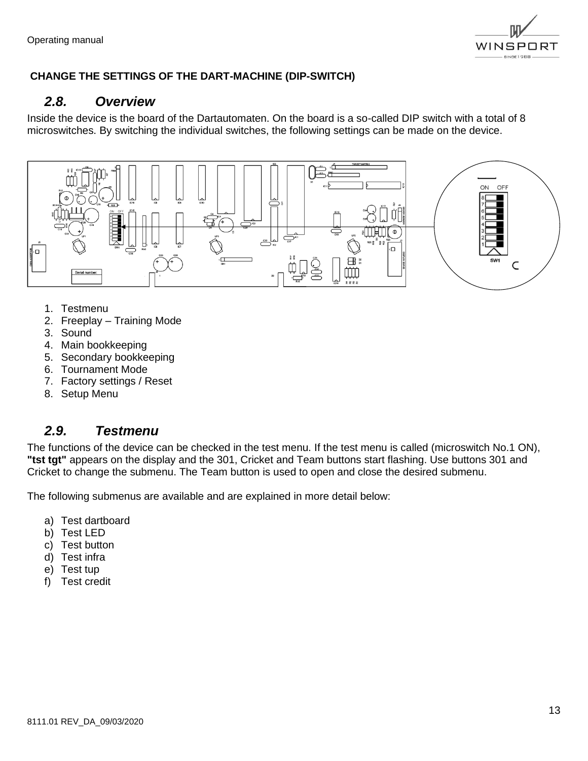**CHANGE THE SETTINGS OF THE DART-MACHINE (DIP-SWITCH)**

## 2.8. Overview

Inside the device is the board of the Dartautomaten. On the board is a so-called DIP switch with a total of 8 microswitches. By switching the individual switches, the following settings can be made on the device.

1. Testmenu
2. Freeplay – Training Mode
3. Sound
4. Main bookkeeping
5. Secondary bookkeeping
6. Tournament Mode
7. Factory settings / Reset
8. Setup Menu

## 2.9. Testmenu

The functions of the device can be checked in the test menu. If the test menu is called (microswitch No.1 ON), **"tst tgt"** appears on the display and the 301, Cricket and Team buttons start flashing. Use buttons 301 and Cricket to change the submenu. The Team button is used to open and close the desired submenu.

The following submenus are available and are explained in more detail below:

a) Test dartboard
b) Test LED
c) Test button
d) Test infra
e) Test tup
f) Test credit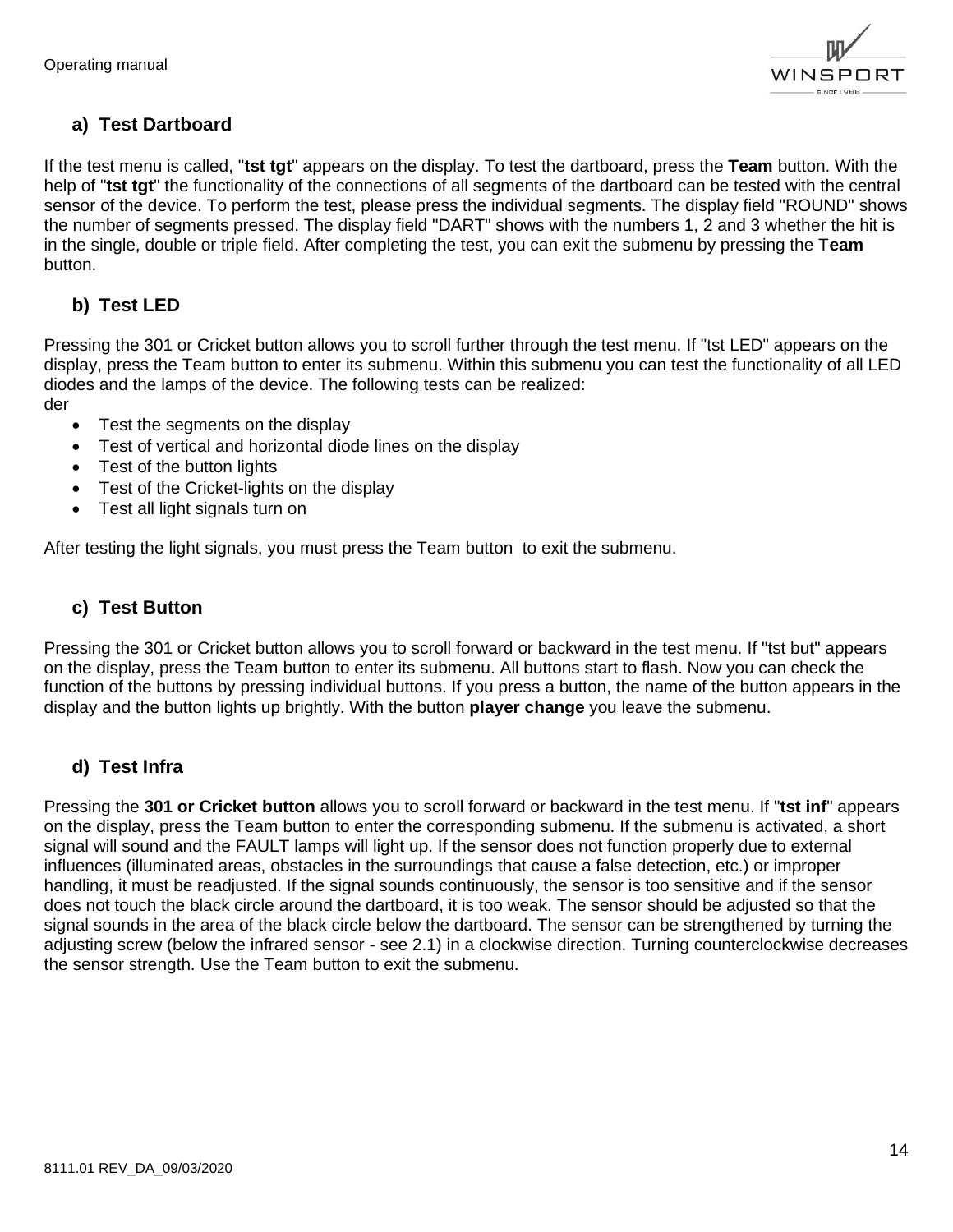### a) Test Dartboard

If the test menu is called, "**tst tgt**" appears on the display. To test the dartboard, press the **Team** button. With the help of "**tst tgt**" the functionality of the connections of all segments of the dartboard can be tested with the central sensor of the device. To perform the test, please press the individual segments. The display field "ROUND" shows the number of segments pressed. The display field "DART" shows with the numbers 1, 2 and 3 whether the hit is in the single, double or triple field. After completing the test, you can exit the submenu by pressing the T**eam** button.

### b) Test LED

Pressing the 301 or Cricket button allows you to scroll further through the test menu. If "tst LED" appears on the display, press the Team button to enter its submenu. Within this submenu you can test the functionality of all LED diodes and the lamps of the device. The following tests can be realized:
der

- Test the segments on the display
- Test of vertical and horizontal diode lines on the display
- Test of the button lights
- Test of the Cricket-lights on the display
- Test all light signals turn on

After testing the light signals, you must press the Team button to exit the submenu.

### c) Test Button

Pressing the 301 or Cricket button allows you to scroll forward or backward in the test menu. If "tst but" appears on the display, press the Team button to enter its submenu. All buttons start to flash. Now you can check the function of the buttons by pressing individual buttons. If you press a button, the name of the button appears in the display and the button lights up brightly. With the button **player change** you leave the submenu.

### d) Test Infra

Pressing the **301 or Cricket button** allows you to scroll forward or backward in the test menu. If "**tst inf**" appears on the display, press the Team button to enter the corresponding submenu. If the submenu is activated, a short signal will sound and the FAULT lamps will light up. If the sensor does not function properly due to external influences (illuminated areas, obstacles in the surroundings that cause a false detection, etc.) or improper handling, it must be readjusted. If the signal sounds continuously, the sensor is too sensitive and if the sensor does not touch the black circle around the dartboard, it is too weak. The sensor should be adjusted so that the signal sounds in the area of the black circle below the dartboard. The sensor can be strengthened by turning the adjusting screw (below the infrared sensor - see 2.1) in a clockwise direction. Turning counterclockwise decreases the sensor strength. Use the Team button to exit the submenu.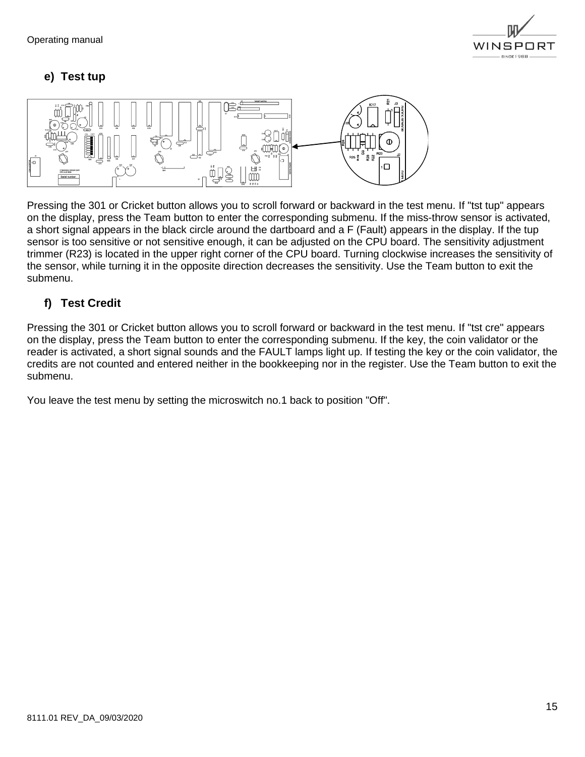## e) Test tup

Pressing the 301 or Cricket button allows you to scroll forward or backward in the test menu. If "tst tup" appears on the display, press the Team button to enter the corresponding submenu. If the miss-throw sensor is activated, a short signal appears in the black circle around the dartboard and a F (Fault) appears in the display. If the tup sensor is too sensitive or not sensitive enough, it can be adjusted on the CPU board. The sensitivity adjustment trimmer (R23) is located in the upper right corner of the CPU board. Turning clockwise increases the sensitivity of the sensor, while turning it in the opposite direction decreases the sensitivity. Use the Team button to exit the submenu.

## f) Test Credit

Pressing the 301 or Cricket button allows you to scroll forward or backward in the test menu. If "tst cre" appears on the display, press the Team button to enter the corresponding submenu. If the key, the coin validator or the reader is activated, a short signal sounds and the FAULT lamps light up. If testing the key or the coin validator, the credits are not counted and entered neither in the bookkeeping nor in the register. Use the Team button to exit the submenu.

You leave the test menu by setting the microswitch no.1 back to position "Off".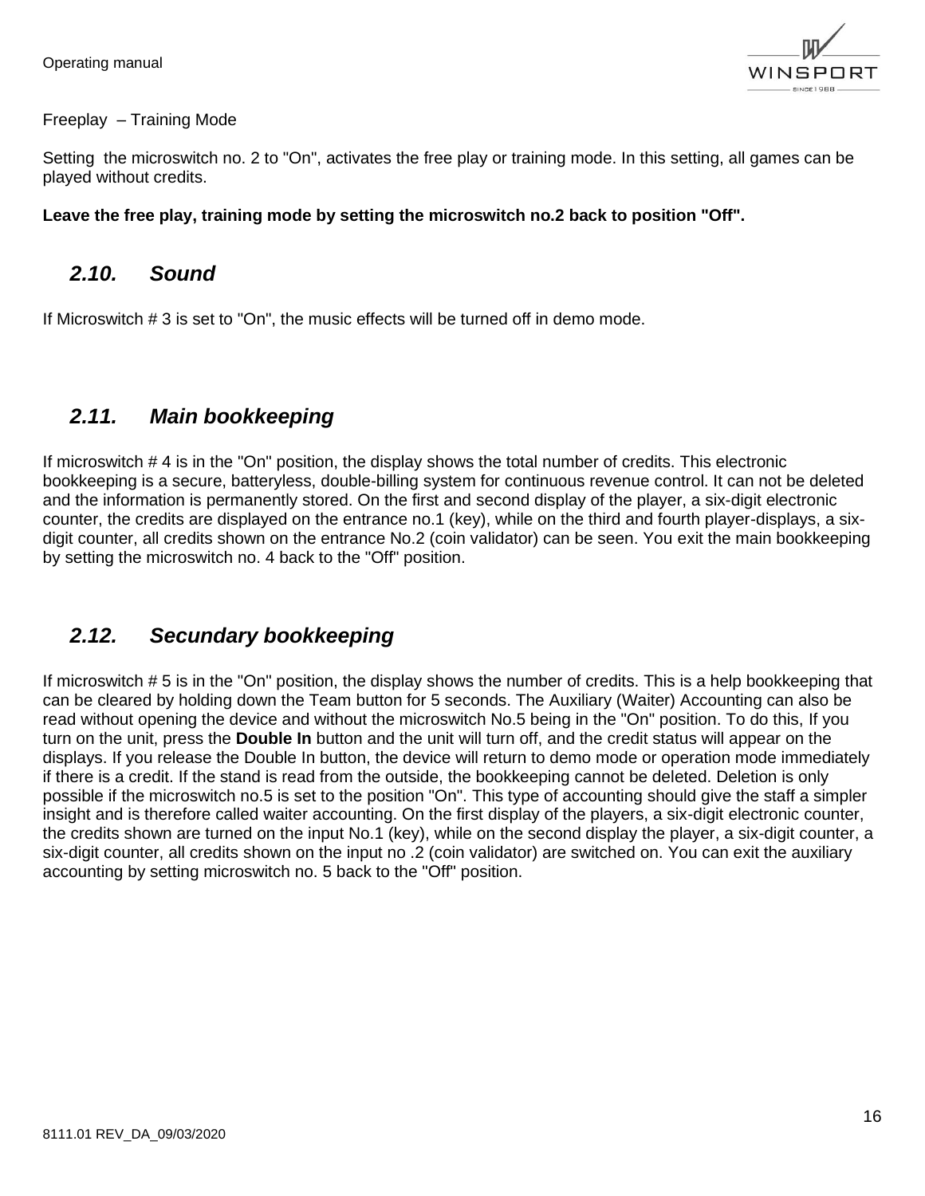Freeplay – Training Mode

Setting the microswitch no. 2 to "On", activates the free play or training mode. In this setting, all games can be played without credits.

**Leave the free play, training mode by setting the microswitch no.2 back to position "Off".**

## *2.10. Sound*

If Microswitch # 3 is set to "On", the music effects will be turned off in demo mode.

## *2.11. Main bookkeeping*

If microswitch # 4 is in the "On" position, the display shows the total number of credits. This electronic bookkeeping is a secure, batteryless, double-billing system for continuous revenue control. It can not be deleted and the information is permanently stored. On the first and second display of the player, a six-digit electronic counter, the credits are displayed on the entrance no.1 (key), while on the third and fourth player-displays, a six-digit counter, all credits shown on the entrance No.2 (coin validator) can be seen. You exit the main bookkeeping by setting the microswitch no. 4 back to the "Off" position.

## *2.12. Secundary bookkeeping*

If microswitch # 5 is in the "On" position, the display shows the number of credits. This is a help bookkeeping that can be cleared by holding down the Team button for 5 seconds. The Auxiliary (Waiter) Accounting can also be read without opening the device and without the microswitch No.5 being in the "On" position. To do this, If you turn on the unit, press the **Double In** button and the unit will turn off, and the credit status will appear on the displays. If you release the Double In button, the device will return to demo mode or operation mode immediately if there is a credit. If the stand is read from the outside, the bookkeeping cannot be deleted. Deletion is only possible if the microswitch no.5 is set to the position "On". This type of accounting should give the staff a simpler insight and is therefore called waiter accounting. On the first display of the players, a six-digit electronic counter, the credits shown are turned on the input No.1 (key), while on the second display the player, a six-digit counter, a six-digit counter, all credits shown on the input no .2 (coin validator) are switched on. You can exit the auxiliary accounting by setting microswitch no. 5 back to the "Off" position.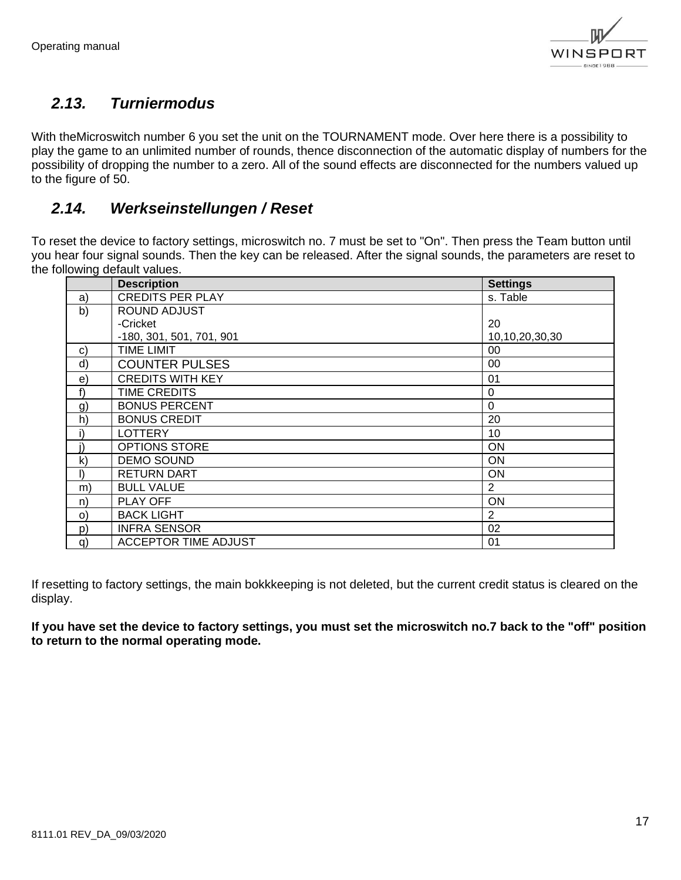## 2.13. Turniermodus

With theMicroswitch number 6 you set the unit on the TOURNAMENT mode. Over here there is a possibility to play the game to an unlimited number of rounds, thence disconnection of the automatic display of numbers for the possibility of dropping the number to a zero. All of the sound effects are disconnected for the numbers valued up to the figure of 50.

## 2.14. Werkseinstellungen / Reset

To reset the device to factory settings, microswitch no. 7 must be set to "On". Then press the Team button until you hear four signal sounds. Then the key can be released. After the signal sounds, the parameters are reset to the following default values.

| | Description | Settings |
|---|---|---|
| a) | CREDITS PER PLAY | s. Table |
| b) | ROUND ADJUST<br>-Cricket<br>-180, 301, 501, 701, 901 | <br>20<br>10,10,20,30,30 |
| c) | TIME LIMIT | 00 |
| d) | COUNTER PULSES | 00 |
| e) | CREDITS WITH KEY | 01 |
| f) | TIME CREDITS | 0 |
| g) | BONUS PERCENT | 0 |
| h) | BONUS CREDIT | 20 |
| i) | LOTTERY | 10 |
| j) | OPTIONS STORE | ON |
| k) | DEMO SOUND | ON |
| l) | RETURN DART | ON |
| m) | BULL VALUE | 2 |
| n) | PLAY OFF | ON |
| o) | BACK LIGHT | 2 |
| p) | INFRA SENSOR | 02 |
| q) | ACCEPTOR TIME ADJUST | 01 |

If resetting to factory settings, the main bokkkeeping is not deleted, but the current credit status is cleared on the display.

**If you have set the device to factory settings, you must set the microswitch no.7 back to the "off" position to return to the normal operating mode.**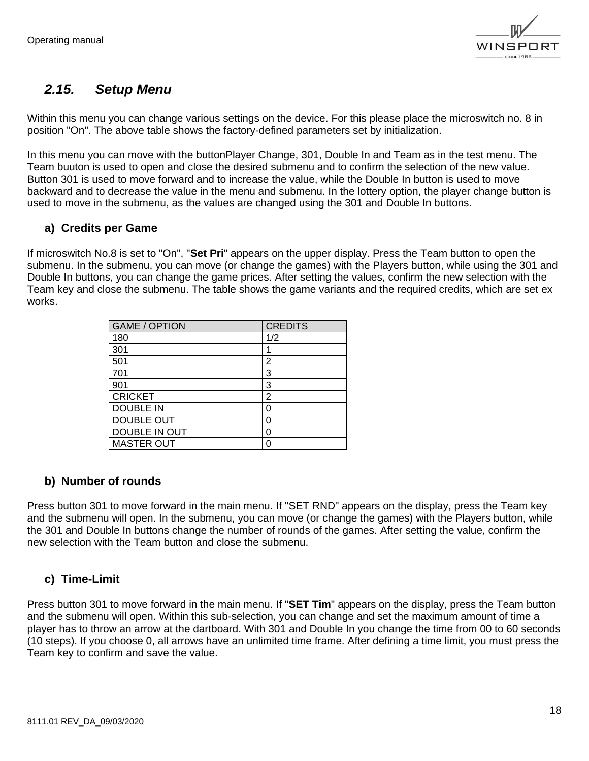## 2.15. Setup Menu

Within this menu you can change various settings on the device. For this please place the microswitch no. 8 in position "On". The above table shows the factory-defined parameters set by initialization.

In this menu you can move with the buttonPlayer Change, 301, Double In and Team as in the test menu. The Team buuton is used to open and close the desired submenu and to confirm the selection of the new value. Button 301 is used to move forward and to increase the value, while the Double In button is used to move backward and to decrease the value in the menu and submenu. In the lottery option, the player change button is used to move in the submenu, as the values are changed using the 301 and Double In buttons.

### a) Credits per Game

If microswitch No.8 is set to "On", "**Set Pri**" appears on the upper display. Press the Team button to open the submenu. In the submenu, you can move (or change the games) with the Players button, while using the 301 and Double In buttons, you can change the game prices. After setting the values, confirm the new selection with the Team key and close the submenu. The table shows the game variants and the required credits, which are set ex works.

| GAME / OPTION | CREDITS |
|---|---|
| 180 | 1/2 |
| 301 | 1 |
| 501 | 2 |
| 701 | 3 |
| 901 | 3 |
| CRICKET | 2 |
| DOUBLE IN | 0 |
| DOUBLE OUT | 0 |
| DOUBLE IN OUT | 0 |
| MASTER OUT | 0 |

### b) Number of rounds

Press button 301 to move forward in the main menu. If "SET RND" appears on the display, press the Team key and the submenu will open. In the submenu, you can move (or change the games) with the Players button, while the 301 and Double In buttons change the number of rounds of the games. After setting the value, confirm the new selection with the Team button and close the submenu.

### c) Time-Limit

Press button 301 to move forward in the main menu. If "**SET Tim**" appears on the display, press the Team button and the submenu will open. Within this sub-selection, you can change and set the maximum amount of time a player has to throw an arrow at the dartboard. With 301 and Double In you change the time from 00 to 60 seconds (10 steps). If you choose 0, all arrows have an unlimited time frame. After defining a time limit, you must press the Team key to confirm and save the value.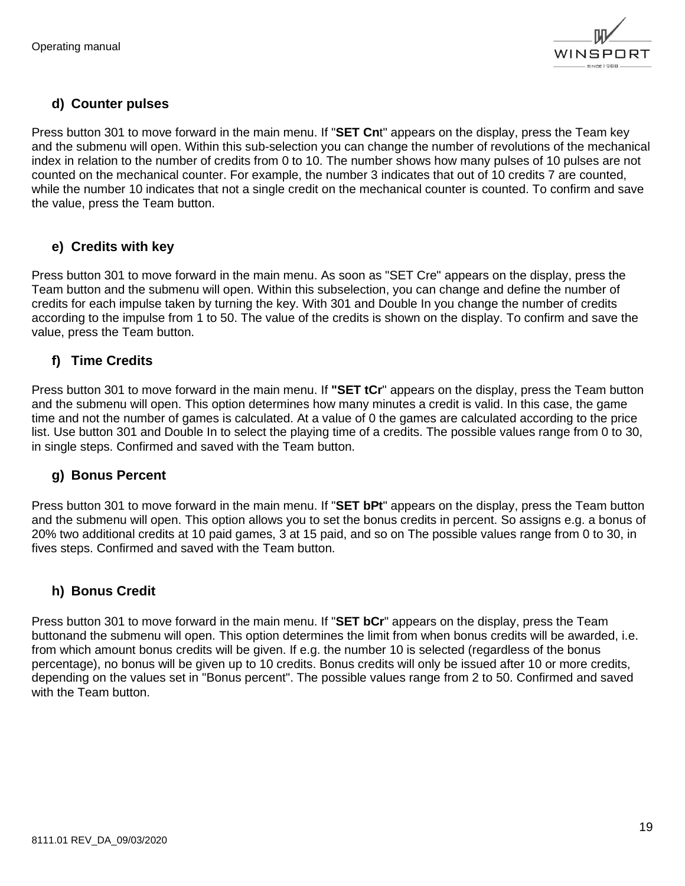### d) Counter pulses

Press button 301 to move forward in the main menu. If "**SET Cn**t" appears on the display, press the Team key and the submenu will open. Within this sub-selection you can change the number of revolutions of the mechanical index in relation to the number of credits from 0 to 10. The number shows how many pulses of 10 pulses are not counted on the mechanical counter. For example, the number 3 indicates that out of 10 credits 7 are counted, while the number 10 indicates that not a single credit on the mechanical counter is counted. To confirm and save the value, press the Team button.

### e) Credits with key

Press button 301 to move forward in the main menu. As soon as "SET Cre" appears on the display, press the Team button and the submenu will open. Within this subselection, you can change and define the number of credits for each impulse taken by turning the key. With 301 and Double In you change the number of credits according to the impulse from 1 to 50. The value of the credits is shown on the display. To confirm and save the value, press the Team button.

### f) Time Credits

Press button 301 to move forward in the main menu. If **"SET tCr**" appears on the display, press the Team button and the submenu will open. This option determines how many minutes a credit is valid. In this case, the game time and not the number of games is calculated. At a value of 0 the games are calculated according to the price list. Use button 301 and Double In to select the playing time of a credits. The possible values range from 0 to 30, in single steps. Confirmed and saved with the Team button.

### g) Bonus Percent

Press button 301 to move forward in the main menu. If "**SET bPt**" appears on the display, press the Team button and the submenu will open. This option allows you to set the bonus credits in percent. So assigns e.g. a bonus of 20% two additional credits at 10 paid games, 3 at 15 paid, and so on The possible values range from 0 to 30, in fives steps. Confirmed and saved with the Team button.

### h) Bonus Credit

Press button 301 to move forward in the main menu. If "**SET bCr**" appears on the display, press the Team buttonand the submenu will open. This option determines the limit from when bonus credits will be awarded, i.e. from which amount bonus credits will be given. If e.g. the number 10 is selected (regardless of the bonus percentage), no bonus will be given up to 10 credits. Bonus credits will only be issued after 10 or more credits, depending on the values set in "Bonus percent". The possible values range from 2 to 50. Confirmed and saved with the Team button.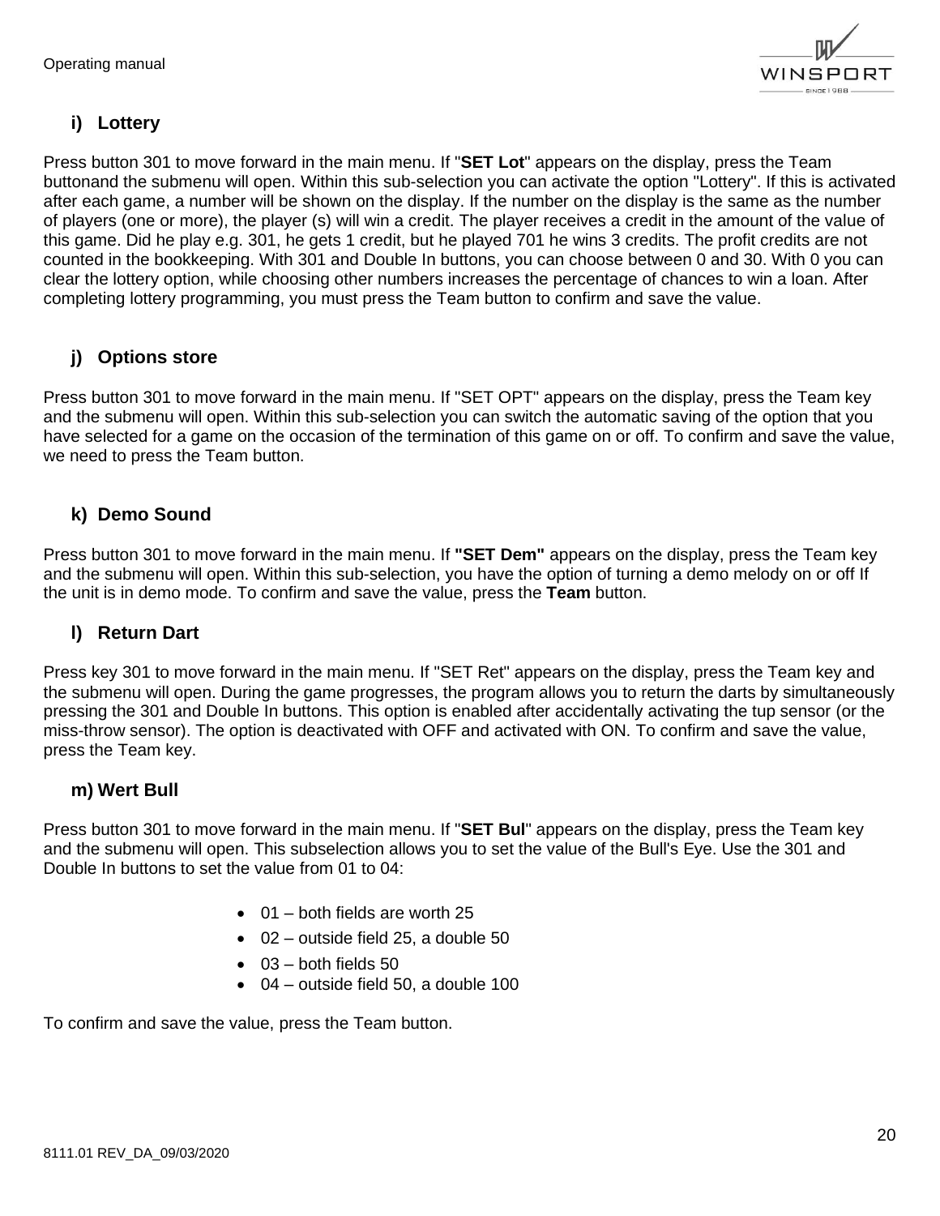### i) Lottery

Press button 301 to move forward in the main menu. If "**SET Lot**" appears on the display, press the Team buttonand the submenu will open. Within this sub-selection you can activate the option "Lottery". If this is activated after each game, a number will be shown on the display. If the number on the display is the same as the number of players (one or more), the player (s) will win a credit. The player receives a credit in the amount of the value of this game. Did he play e.g. 301, he gets 1 credit, but he played 701 he wins 3 credits. The profit credits are not counted in the bookkeeping. With 301 and Double In buttons, you can choose between 0 and 30. With 0 you can clear the lottery option, while choosing other numbers increases the percentage of chances to win a loan. After completing lottery programming, you must press the Team button to confirm and save the value.

### j) Options store

Press button 301 to move forward in the main menu. If "SET OPT" appears on the display, press the Team key and the submenu will open. Within this sub-selection you can switch the automatic saving of the option that you have selected for a game on the occasion of the termination of this game on or off. To confirm and save the value, we need to press the Team button.

### k) Demo Sound

Press button 301 to move forward in the main menu. If **"SET Dem"** appears on the display, press the Team key and the submenu will open. Within this sub-selection, you have the option of turning a demo melody on or off If the unit is in demo mode. To confirm and save the value, press the **Team** button.

### l) Return Dart

Press key 301 to move forward in the main menu. If "SET Ret" appears on the display, press the Team key and the submenu will open. During the game progresses, the program allows you to return the darts by simultaneously pressing the 301 and Double In buttons. This option is enabled after accidentally activating the tup sensor (or the miss-throw sensor). The option is deactivated with OFF and activated with ON. To confirm and save the value, press the Team key.

### m) Wert Bull

Press button 301 to move forward in the main menu. If "**SET Bul**" appears on the display, press the Team key and the submenu will open. This subselection allows you to set the value of the Bull's Eye. Use the 301 and Double In buttons to set the value from 01 to 04:

- 01 – both fields are worth 25
- 02 – outside field 25, a double 50
- 03 – both fields 50
- 04 – outside field 50, a double 100

To confirm and save the value, press the Team button.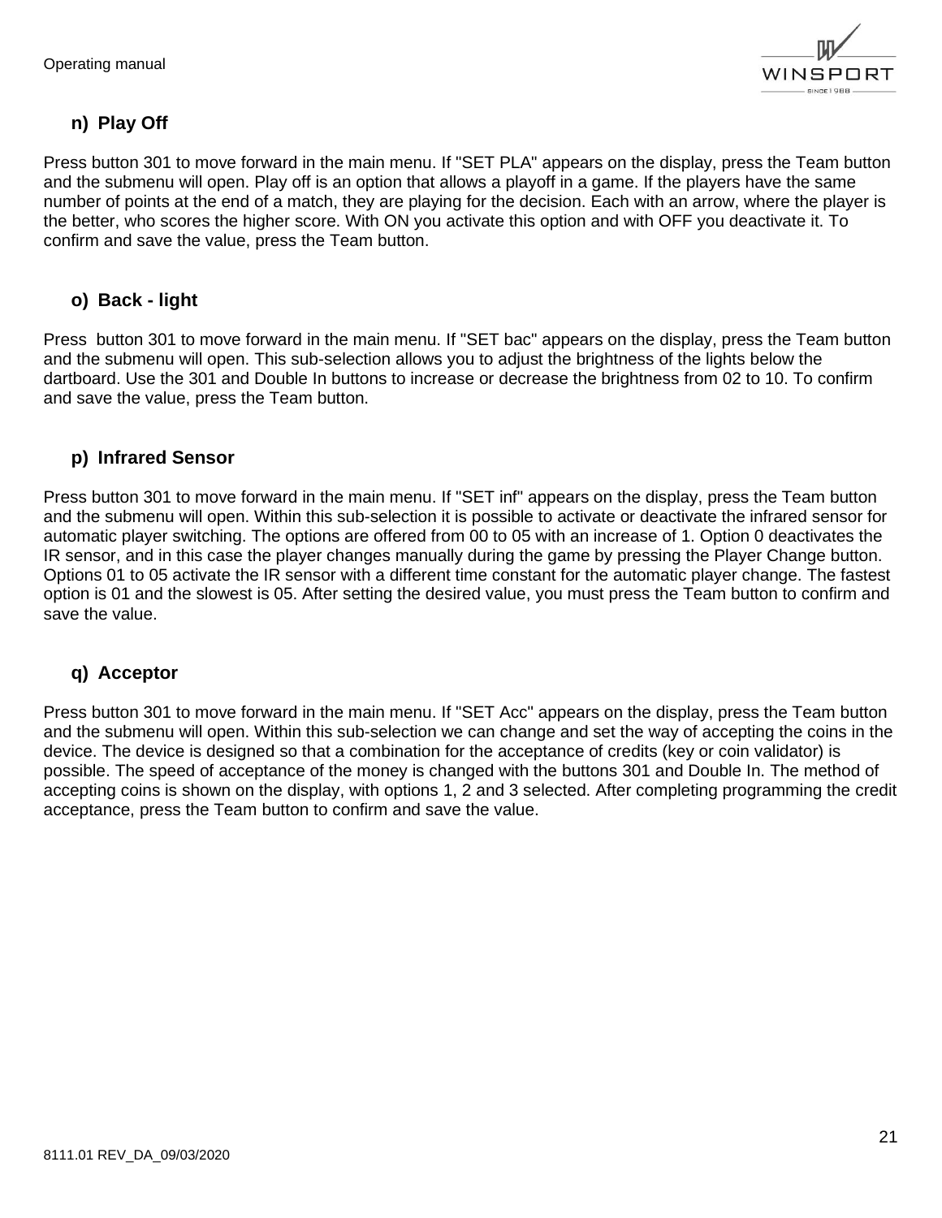### n) Play Off

Press button 301 to move forward in the main menu. If "SET PLA" appears on the display, press the Team button and the submenu will open. Play off is an option that allows a playoff in a game. If the players have the same number of points at the end of a match, they are playing for the decision. Each with an arrow, where the player is the better, who scores the higher score. With ON you activate this option and with OFF you deactivate it. To confirm and save the value, press the Team button.

### o) Back - light

Press  button 301 to move forward in the main menu. If "SET bac" appears on the display, press the Team button and the submenu will open. This sub-selection allows you to adjust the brightness of the lights below the dartboard. Use the 301 and Double In buttons to increase or decrease the brightness from 02 to 10. To confirm and save the value, press the Team button.

### p) Infrared Sensor

Press button 301 to move forward in the main menu. If "SET inf" appears on the display, press the Team button and the submenu will open. Within this sub-selection it is possible to activate or deactivate the infrared sensor for automatic player switching. The options are offered from 00 to 05 with an increase of 1. Option 0 deactivates the IR sensor, and in this case the player changes manually during the game by pressing the Player Change button. Options 01 to 05 activate the IR sensor with a different time constant for the automatic player change. The fastest option is 01 and the slowest is 05. After setting the desired value, you must press the Team button to confirm and save the value.

### q) Acceptor

Press button 301 to move forward in the main menu. If "SET Acc" appears on the display, press the Team button and the submenu will open. Within this sub-selection we can change and set the way of accepting the coins in the device. The device is designed so that a combination for the acceptance of credits (key or coin validator) is possible. The speed of acceptance of the money is changed with the buttons 301 and Double In. The method of accepting coins is shown on the display, with options 1, 2 and 3 selected. After completing programming the credit acceptance, press the Team button to confirm and save the value.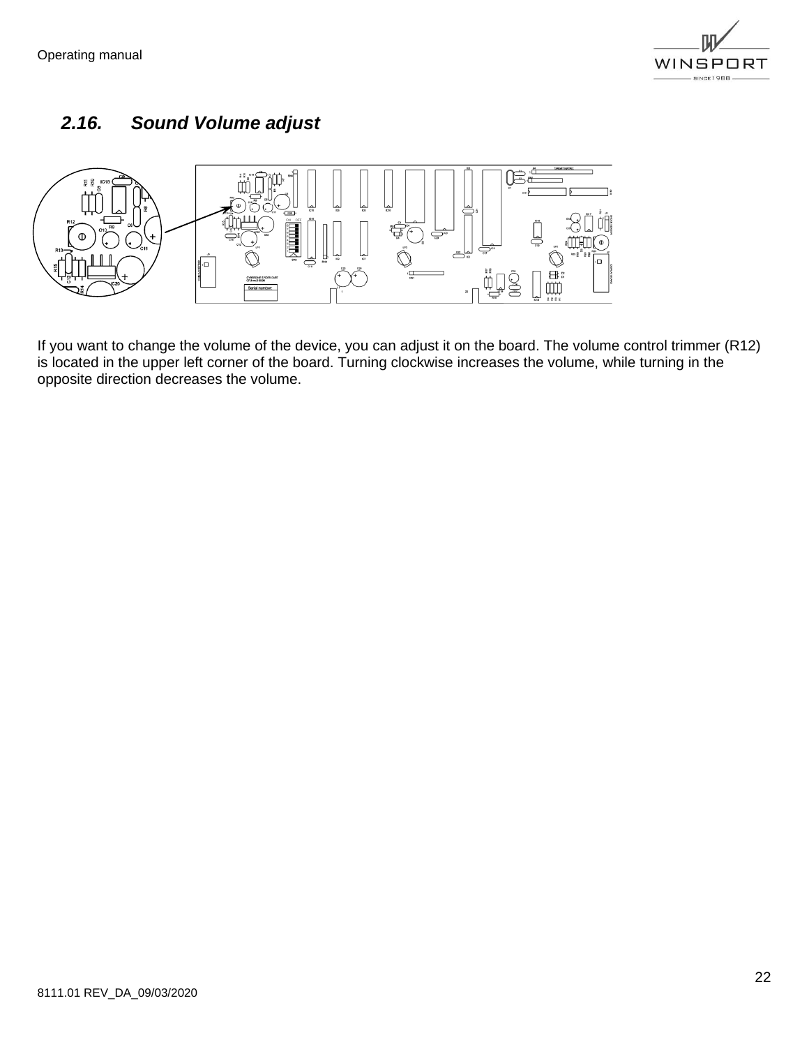## 2.16. Sound Volume adjust

If you want to change the volume of the device, you can adjust it on the board. The volume control trimmer (R12) is located in the upper left corner of the board. Turning clockwise increases the volume, while turning in the opposite direction decreases the volume.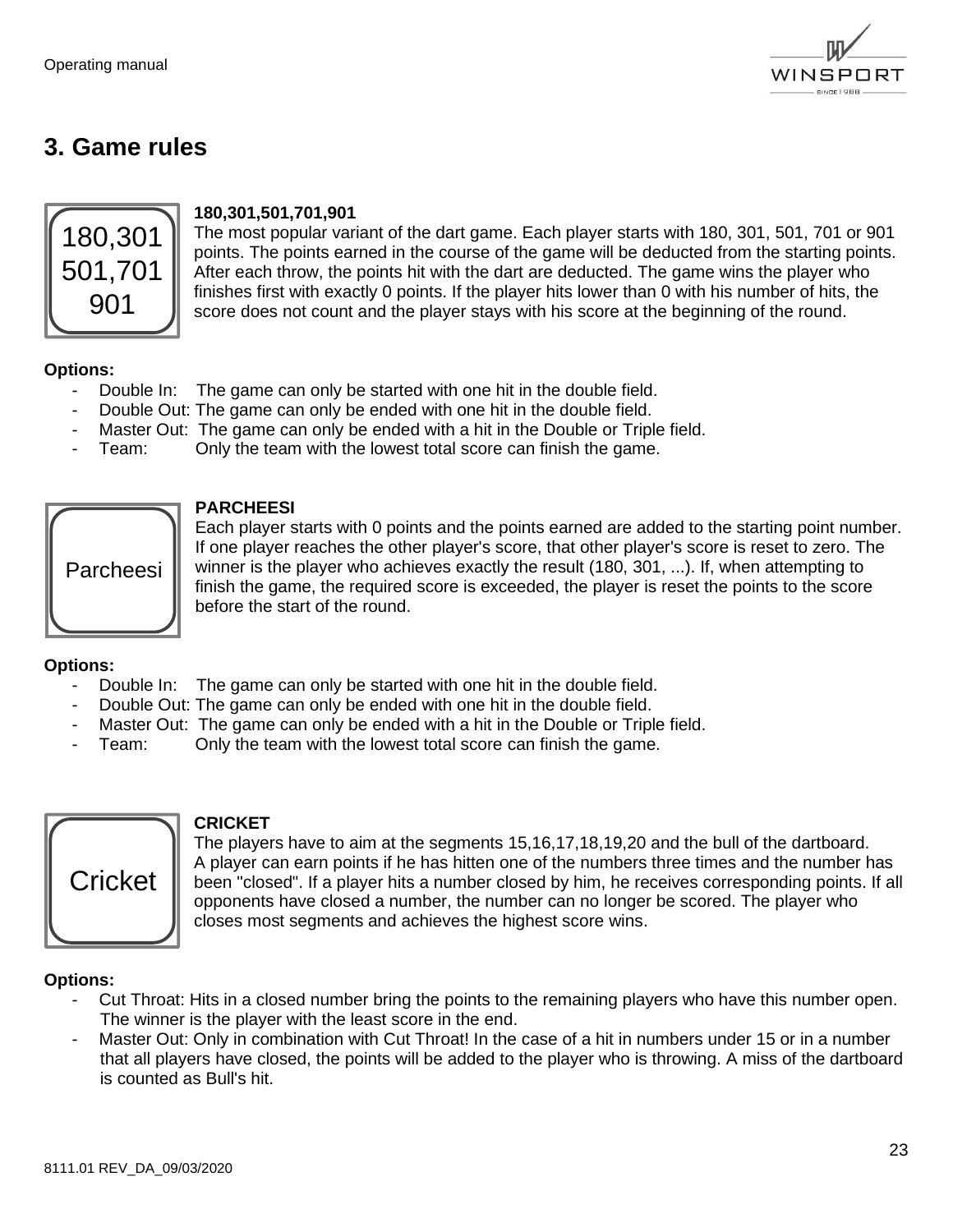# 3. Game rules

180,301
501,701
901

**180,301,501,701,901**
The most popular variant of the dart game. Each player starts with 180, 301, 501, 701 or 901 points. The points earned in the course of the game will be deducted from the starting points. After each throw, the points hit with the dart are deducted. The game wins the player who finishes first with exactly 0 points. If the player hits lower than 0 with his number of hits, the score does not count and the player stays with his score at the beginning of the round.

**Options:**

- Double In: The game can only be started with one hit in the double field.
- Double Out: The game can only be ended with one hit in the double field.
- Master Out: The game can only be ended with a hit in the Double or Triple field.
- Team: Only the team with the lowest total score can finish the game.

Parcheesi

**PARCHEESI**
Each player starts with 0 points and the points earned are added to the starting point number. If one player reaches the other player's score, that other player's score is reset to zero. The winner is the player who achieves exactly the result (180, 301, ...). If, when attempting to finish the game, the required score is exceeded, the player is reset the points to the score before the start of the round.

**Options:**

- Double In: The game can only be started with one hit in the double field.
- Double Out: The game can only be ended with one hit in the double field.
- Master Out: The game can only be ended with a hit in the Double or Triple field.
- Team: Only the team with the lowest total score can finish the game.

Cricket

**CRICKET**
The players have to aim at the segments 15,16,17,18,19,20 and the bull of the dartboard. A player can earn points if he has hitten one of the numbers three times and the number has been "closed". If a player hits a number closed by him, he receives corresponding points. If all opponents have closed a number, the number can no longer be scored. The player who closes most segments and achieves the highest score wins.

**Options:**

- Cut Throat: Hits in a closed number bring the points to the remaining players who have this number open. The winner is the player with the least score in the end.
- Master Out: Only in combination with Cut Throat! In the case of a hit in numbers under 15 or in a number that all players have closed, the points will be added to the player who is throwing. A miss of the dartboard is counted as Bull's hit.

8111.01 REV_DA_09/03/2020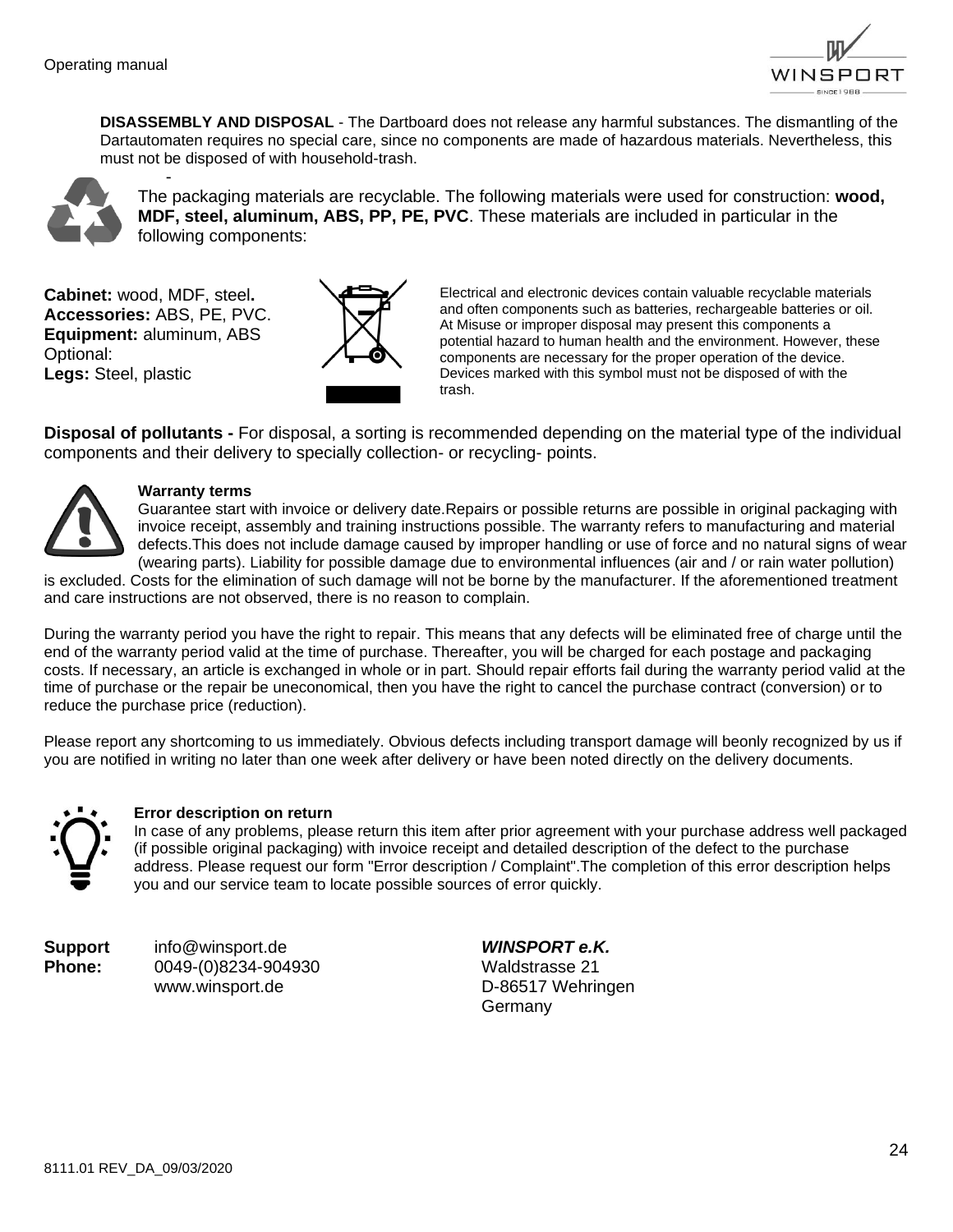**DISASSEMBLY AND DISPOSAL** - The Dartboard does not release any harmful substances. The dismantling of the Dartautomaten requires no special care, since no components are made of hazardous materials. Nevertheless, this must not be disposed of with household-trash.

-

The packaging materials are recyclable. The following materials were used for construction: **wood, MDF, steel, aluminum, ABS, PP, PE, PVC**. These materials are included in particular in the following components:

**Cabinet:** wood, MDF, steel**.**
**Accessories:** ABS, PE, PVC.
**Equipment:** aluminum, ABS
Optional:
**Legs:** Steel, plastic

Electrical and electronic devices contain valuable recyclable materials and often components such as batteries, rechargeable batteries or oil. At Misuse or improper disposal may present this components a potential hazard to human health and the environment. However, these components are necessary for the proper operation of the device. Devices marked with this symbol must not be disposed of with the trash.

**Disposal of pollutants -** For disposal, a sorting is recommended depending on the material type of the individual components and their delivery to specially collection- or recycling- points.

**Warranty terms**

Guarantee start with invoice or delivery date.Repairs or possible returns are possible in original packaging with invoice receipt, assembly and training instructions possible. The warranty refers to manufacturing and material defects.This does not include damage caused by improper handling or use of force and no natural signs of wear (wearing parts). Liability for possible damage due to environmental influences (air and / or rain water pollution) is excluded. Costs for the elimination of such damage will not be borne by the manufacturer. If the aforementioned treatment and care instructions are not observed, there is no reason to complain.

During the warranty period you have the right to repair. This means that any defects will be eliminated free of charge until the end of the warranty period valid at the time of purchase. Thereafter, you will be charged for each postage and packaging costs. If necessary, an article is exchanged in whole or in part. Should repair efforts fail during the warranty period valid at the time of purchase or the repair be uneconomical, then you have the right to cancel the purchase contract (conversion) or to reduce the purchase price (reduction).

Please report any shortcoming to us immediately. Obvious defects including transport damage will beonly recognized by us if you are notified in writing no later than one week after delivery or have been noted directly on the delivery documents.

**Error description on return**

In case of any problems, please return this item after prior agreement with your purchase address well packaged (if possible original packaging) with invoice receipt and detailed description of the defect to the purchase address. Please request our form "Error description / Complaint".The completion of this error description helps you and our service team to locate possible sources of error quickly.

**Support** info@winsport.de
**Phone:** 0049-(0)8234-904930
www.winsport.de

***WINSPORT e.K.***
Waldstrasse 21
D-86517 Wehringen
Germany

8111.01 REV_DA_09/03/2020